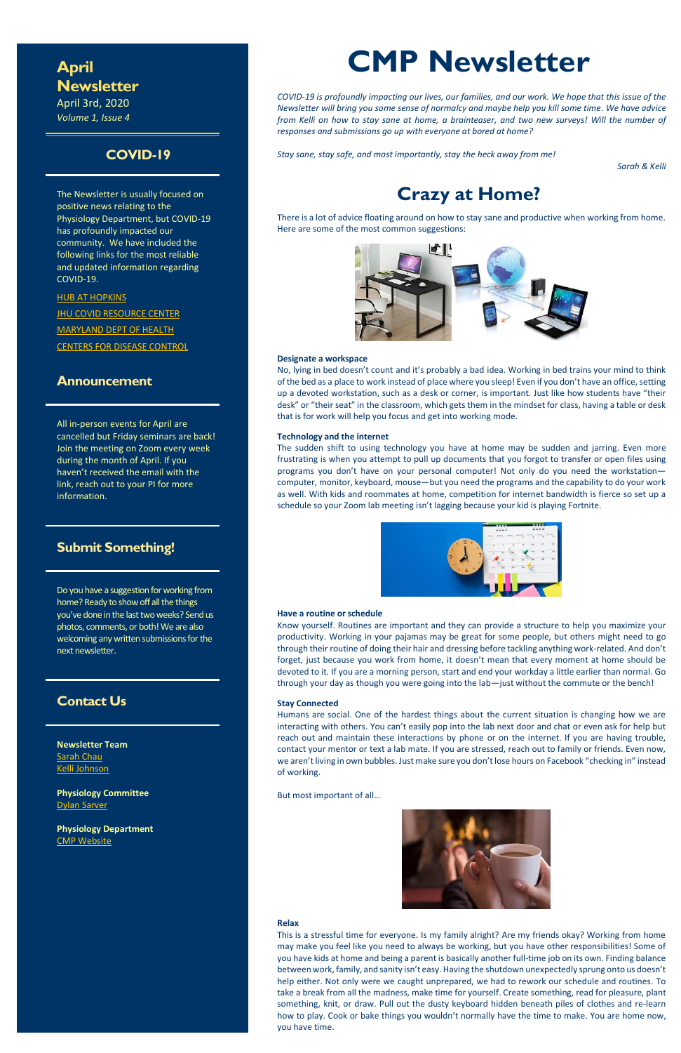# April Newsletter

April 3rd, 2020

*Volume 1, Issue 4*

## COVID-19

The Newsletter is usually focused on positive news relating to the Physiology Department, but COVID-19 has profoundly impacted our community. We have included the following links for the most reliable and updated information regarding COVID-19.

HUB AT HOPKINS

JHU COVID RESOURCE CENTER

MARYLAND DEPT OF HEALTH

CENTERS FOR DISEASE CONTROL

## Announcement

All in-person events for April are cancelled but Friday seminars are back! Join the meeting on Zoom every week during the month of April. If you haven't received the email with the link, reach out to your PI for more information.

## Submit Something!

Do you have a suggestion for working from home? Ready to show off all the things you've done in the last two weeks? Send us photos, comments, or both! We are also welcoming any written submissions for the next newsletter.

## Contact Us

**Newsletter Team**

Sarah Chau

Kelli Johnson

**Physiology Committee**

Dylan Sarver

**Physiology Department**

CMP Website

# CMP Newsletter

*COVID-19 is profoundly impacting our lives, our families, and our work. We hope that this issue of the Newsletter will bring you some sense of normalcy and maybe help you kill some time. We have advice from Kelli on how to stay sane at home, a brainteaser, and two new surveys! Will the number of responses and submissions go up with everyone at bored at home?*

*Stay sane, stay safe, and most importantly, stay the heck away from me!*

*Sarah & Kelli*

## Crazy at Home?

There is a lot of advice floating around on how to stay sane and productive when working from home. Here are some of the most common suggestions:

**Designate a workspace**

No, lying in bed doesn't count and it's probably a bad idea. Working in bed trains your mind to think of the bed as a place to work instead of place where you sleep! Even if you don't have an office, setting up a devoted workstation, such as a desk or corner, is important. Just like how students have "their desk" or "their seat" in the classroom, which gets them in the mindset for class, having a table or desk that is for work will help you focus and get into working mode.

**Technology and the internet**

The sudden shift to using technology you have at home may be sudden and jarring. Even more frustrating is when you attempt to pull up documents that you forgot to transfer or open files using programs you don't have on your personal computer! Not only do you need the workstation—computer, monitor, keyboard, mouse—but you need the programs and the capability to do your work as well. With kids and roommates at home, competition for internet bandwidth is fierce so set up a schedule so your Zoom lab meeting isn't lagging because your kid is playing Fortnite.

**Have a routine or schedule**

Know yourself. Routines are important and they can provide a structure to help you maximize your productivity. Working in your pajamas may be great for some people, but others might need to go through their routine of doing their hair and dressing before tackling anything work-related. And don't forget, just because you work from home, it doesn't mean that every moment at home should be devoted to it. If you are a morning person, start and end your workday a little earlier than normal. Go through your day as though you were going into the lab—just without the commute or the bench!

**Stay Connected**

Humans are social. One of the hardest things about the current situation is changing how we are interacting with others. You can't easily pop into the lab next door and chat or even ask for help but reach out and maintain these interactions by phone or on the internet. If you are having trouble, contact your mentor or text a lab mate. If you are stressed, reach out to family or friends. Even now, we aren't living in own bubbles. Just make sure you don't lose hours on Facebook "checking in" instead of working.

But most important of all…

**Relax**

This is a stressful time for everyone. Is my family alright? Are my friends okay? Working from home may make you feel like you need to always be working, but you have other responsibilities! Some of you have kids at home and being a parent is basically another full-time job on its own. Finding balance between work, family, and sanity isn't easy. Having the shutdown unexpectedly sprung onto us doesn't help either. Not only were we caught unprepared, we had to rework our schedule and routines. To take a break from all the madness, make time for yourself. Create something, read for pleasure, plant something, knit, or draw. Pull out the dusty keyboard hidden beneath piles of clothes and re-learn how to play. Cook or bake things you wouldn't normally have the time to make. You are home now, you have time.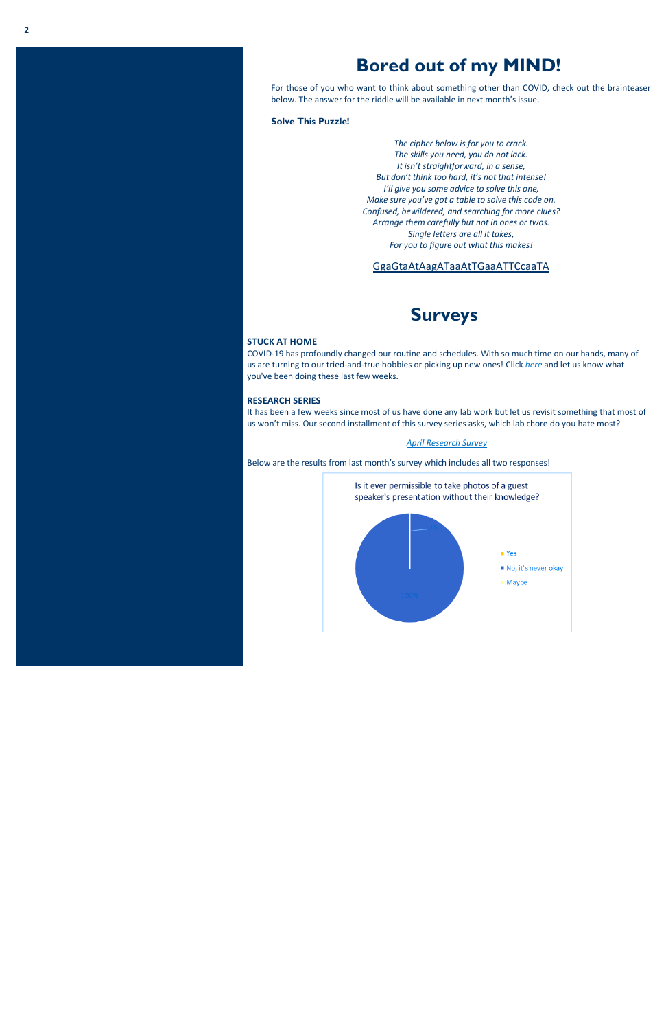# Bored out of my MIND!

For those of you who want to think about something other than COVID, check out the brainteaser below. The answer for the riddle will be available in next month's issue.

**Solve This Puzzle!**

*The cipher below is for you to crack.*
*The skills you need, you do not lack.*
*It isn't straightforward, in a sense,*
*But don't think too hard, it's not that intense!*
*I'll give you some advice to solve this one,*
*Make sure you've got a table to solve this code on.*
*Confused, bewildered, and searching for more clues?*
*Arrange them carefully but not in ones or twos.*
*Single letters are all it takes,*
*For you to figure out what this makes!*

GgaGtaAtAagATaaAtTGaaATTCcaaTA

# Surveys

**STUCK AT HOME**

COVID-19 has profoundly changed our routine and schedules. With so much time on our hands, many of us are turning to our tried-and-true hobbies or picking up new ones! Click *here* and let us know what you've been doing these last few weeks.

**RESEARCH SERIES**

It has been a few weeks since most of us have done any lab work but let us revisit something that most of us won't miss. Our second installment of this survey series asks, which lab chore do you hate most?

*April Research Survey*

Below are the results from last month's survey which includes all two responses!

Is it ever permissible to take photos of a guest speaker's presentation without their knowledge?

0%

100%

Yes

No, it's never okay

Maybe